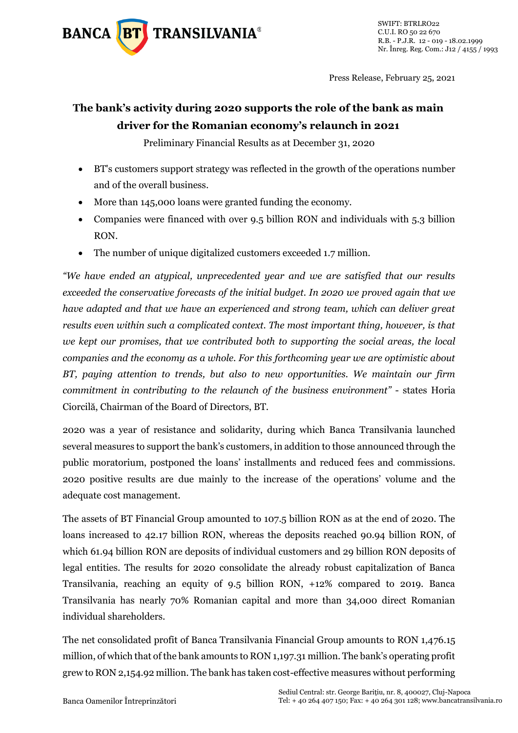Press Release, February 25, 2021

# The bank's activity during 2020 supports the role of the bank as main driver for the Romanian economy's relaunch in 2021

Preliminary Financial Results as at December 31, 2020

- BT's customers support strategy was reflected in the growth of the operations number and of the overall business.
- More than 145,000 loans were granted funding the economy.
- Companies were financed with over 9.5 billion RON and individuals with 5.3 billion RON.
- The number of unique digitalized customers exceeded 1.7 million.

*"We have ended an atypical, unprecedented year and we are satisfied that our results exceeded the conservative forecasts of the initial budget. In 2020 we proved again that we have adapted and that we have an experienced and strong team, which can deliver great results even within such a complicated context. The most important thing, however, is that we kept our promises, that we contributed both to supporting the social areas, the local companies and the economy as a whole. For this forthcoming year we are optimistic about BT, paying attention to trends, but also to new opportunities. We maintain our firm commitment in contributing to the relaunch of the business environment"* - states Horia Ciorcilă, Chairman of the Board of Directors, BT.

2020 was a year of resistance and solidarity, during which Banca Transilvania launched several measures to support the bank's customers, in addition to those announced through the public moratorium, postponed the loans' installments and reduced fees and commissions. 2020 positive results are due mainly to the increase of the operations' volume and the adequate cost management.

The assets of BT Financial Group amounted to 107.5 billion RON as at the end of 2020. The loans increased to 42.17 billion RON, whereas the deposits reached 90.94 billion RON, of which 61.94 billion RON are deposits of individual customers and 29 billion RON deposits of legal entities. The results for 2020 consolidate the already robust capitalization of Banca Transilvania, reaching an equity of 9.5 billion RON, +12% compared to 2019. Banca Transilvania has nearly 70% Romanian capital and more than 34,000 direct Romanian individual shareholders.

The net consolidated profit of Banca Transilvania Financial Group amounts to RON 1,476.15 million, of which that of the bank amounts to RON 1,197.31 million. The bank's operating profit grew to RON 2,154.92 million. The bank has taken cost-effective measures without performing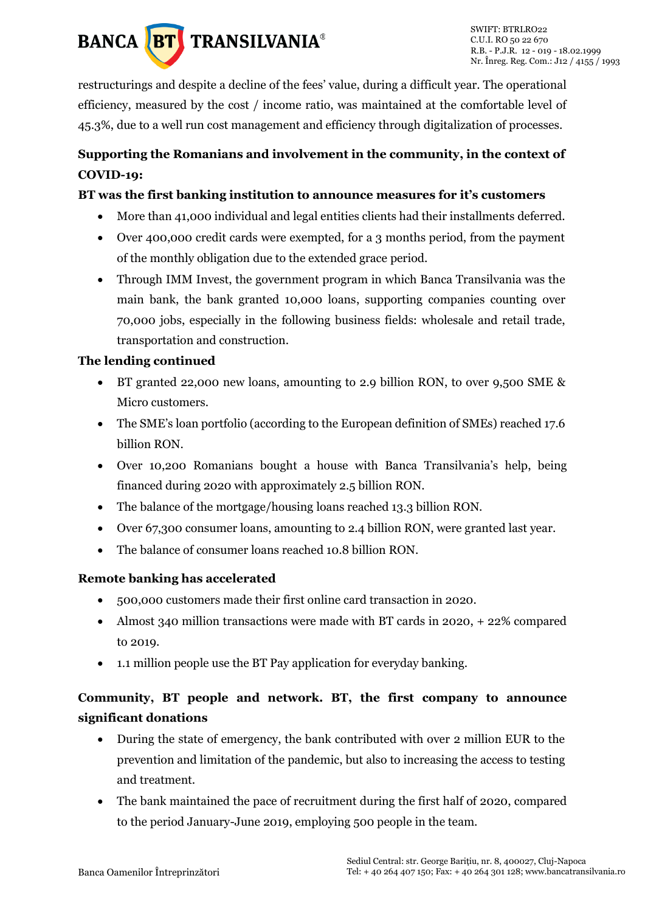restructurings and despite a decline of the fees' value, during a difficult year. The operational efficiency, measured by the cost / income ratio, was maintained at the comfortable level of 45.3%, due to a well run cost management and efficiency through digitalization of processes.

**Supporting the Romanians and involvement in the community, in the context of COVID-19:**

**BT was the first banking institution to announce measures for it's customers**

- More than 41,000 individual and legal entities clients had their installments deferred.
- Over 400,000 credit cards were exempted, for a 3 months period, from the payment of the monthly obligation due to the extended grace period.
- Through IMM Invest, the government program in which Banca Transilvania was the main bank, the bank granted 10,000 loans, supporting companies counting over 70,000 jobs, especially in the following business fields: wholesale and retail trade, transportation and construction.

**The lending continued**

- BT granted 22,000 new loans, amounting to 2.9 billion RON, to over 9,500 SME & Micro customers.
- The SME's loan portfolio (according to the European definition of SMEs) reached 17.6 billion RON.
- Over 10,200 Romanians bought a house with Banca Transilvania's help, being financed during 2020 with approximately 2.5 billion RON.
- The balance of the mortgage/housing loans reached 13.3 billion RON.
- Over 67,300 consumer loans, amounting to 2.4 billion RON, were granted last year.
- The balance of consumer loans reached 10.8 billion RON.

**Remote banking has accelerated**

- 500,000 customers made their first online card transaction in 2020.
- Almost 340 million transactions were made with BT cards in 2020, + 22% compared to 2019.
- 1.1 million people use the BT Pay application for everyday banking.

**Community, BT people and network. BT, the first company to announce significant donations**

- During the state of emergency, the bank contributed with over 2 million EUR to the prevention and limitation of the pandemic, but also to increasing the access to testing and treatment.
- The bank maintained the pace of recruitment during the first half of 2020, compared to the period January-June 2019, employing 500 people in the team.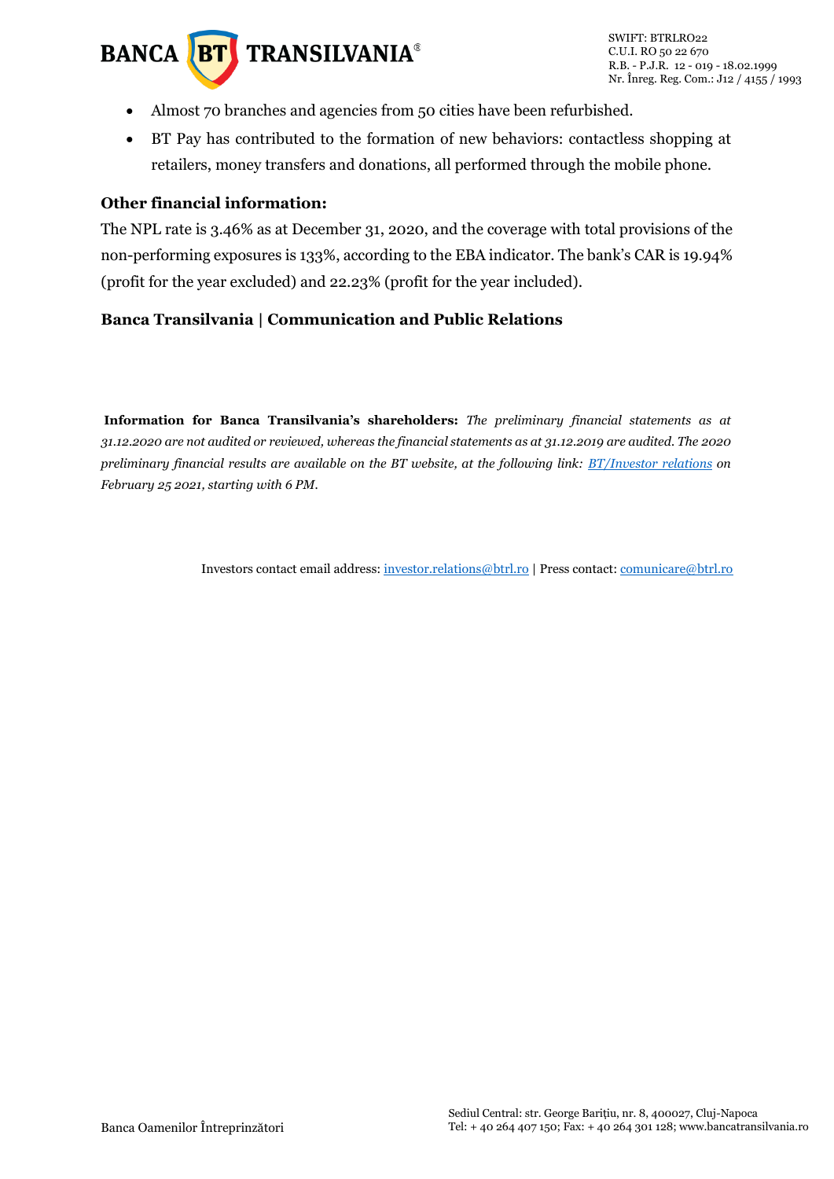- Almost 70 branches and agencies from 50 cities have been refurbished.
- BT Pay has contributed to the formation of new behaviors: contactless shopping at retailers, money transfers and donations, all performed through the mobile phone.

**Other financial information:**

The NPL rate is 3.46% as at December 31, 2020, and the coverage with total provisions of the non-performing exposures is 133%, according to the EBA indicator. The bank's CAR is 19.94% (profit for the year excluded) and 22.23% (profit for the year included).

**Banca Transilvania | Communication and Public Relations**

**Information for Banca Transilvania's shareholders:** *The preliminary financial statements as at 31.12.2020 are not audited or reviewed, whereas the financial statements as at 31.12.2019 are audited. The 2020 preliminary financial results are available on the BT website, at the following link: BT/Investor relations on February 25 2021, starting with 6 PM.*

Investors contact email address: investor.relations@btrl.ro | Press contact: comunicare@btrl.ro